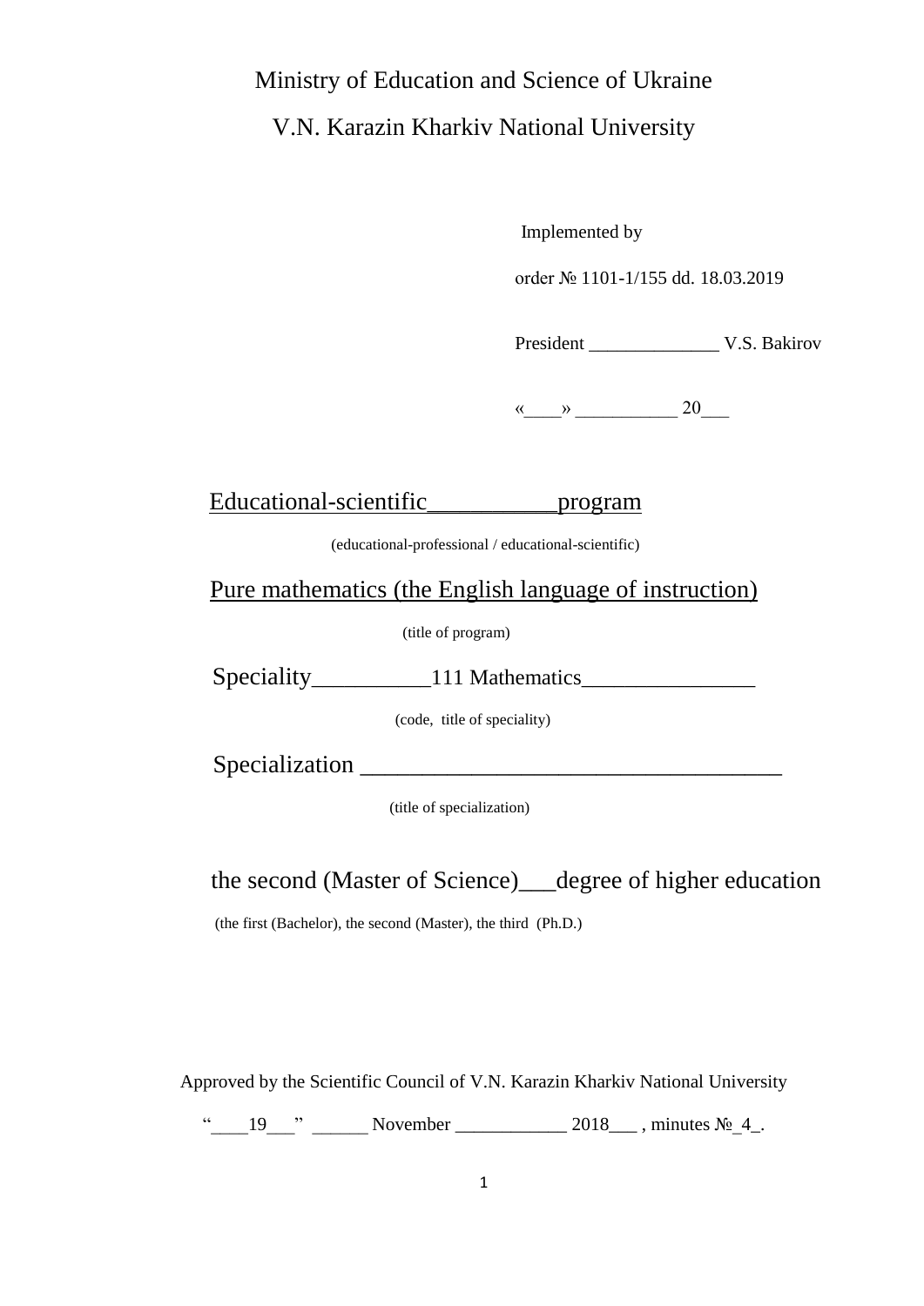Ministry of Education and Science of Ukraine

V.N. Karazin Kharkiv National University

Implemented by

order № 1101-1/155 dd. 18.03.2019

President ______________ V.S. Bakirov

«____» ___________ 20___

Educational-scientific___________program

(educational-professional / educational-scientific)

Pure mathematics (the English language of instruction)

(title of program)

Speciality__________111 Mathematics_______________

(code, title of speciality)

Specialization ___________________________________

(title of specialization)

the second (Master of Science)___degree of higher education

(the first (Bachelor), the second (Master), the third (Ph.D.)

Approved by the Scientific Council of V.N. Karazin Kharkiv National University

"____19___" ______ November ____________ 2018___ , minutes №_4_.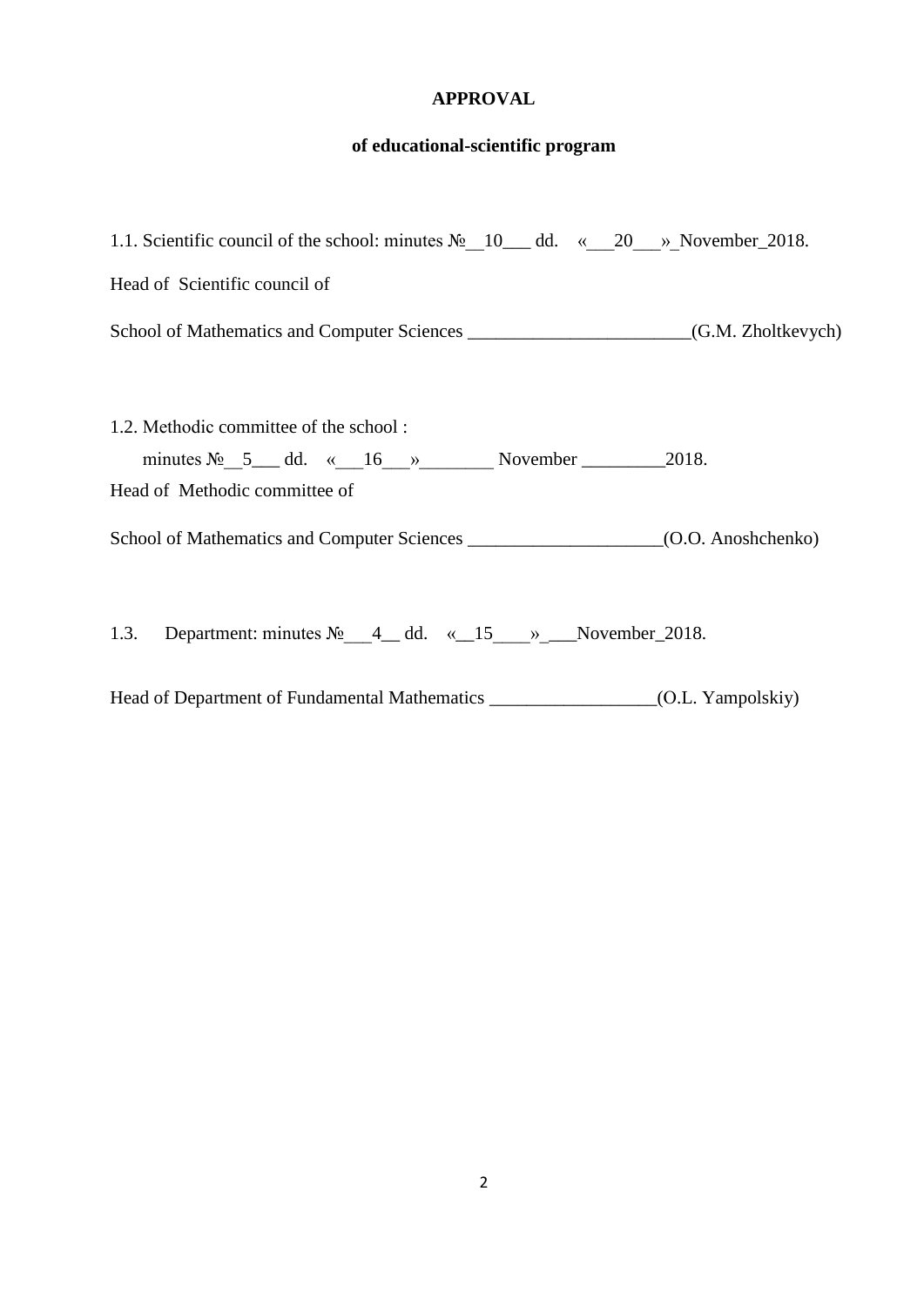**APPROVAL**

**of educational-scientific program**

1.1. Scientific council of the school: minutes №__10___ dd. «___20___»_November_2018.

Head of Scientific council of

School of Mathematics and Computer Sciences ________________________(G.M. Zholtkevych)

1.2. Methodic committee of the school :

minutes №__5___ dd. «___16___»________ November _________2018.

Head of Methodic committee of

School of Mathematics and Computer Sciences _____________________(O.O. Anoshchenko)

1.3. Department: minutes №___4__ dd. «__15____»_ ___November_2018.

Head of Department of Fundamental Mathematics __________________(O.L. Yampolskiy)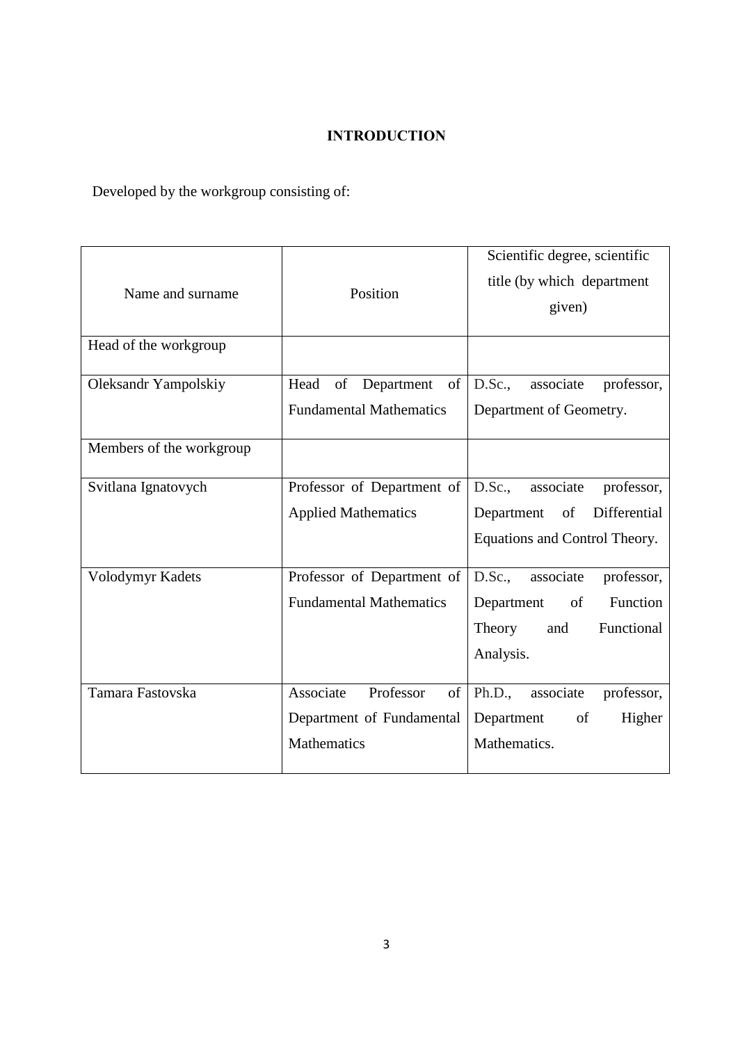# INTRODUCTION

Developed by the workgroup consisting of:

| Name and surname | Position | Scientific degree, scientific title (by which department given) |
|---|---|---|
| Head of the workgroup | | |
| Oleksandr Yampolskiy | Head of Department of Fundamental Mathematics | D.Sc., associate professor, Department of Geometry. |
| Members of the workgroup | | |
| Svitlana Ignatovych | Professor of Department of Applied Mathematics | D.Sc., associate professor, Department of Differential Equations and Control Theory. |
| Volodymyr Kadets | Professor of Department of Fundamental Mathematics | D.Sc., associate professor, Department of Function Theory and Functional Analysis. |
| Tamara Fastovska | Associate Professor of Department of Fundamental Mathematics | Ph.D., associate professor, Department of Higher Mathematics. |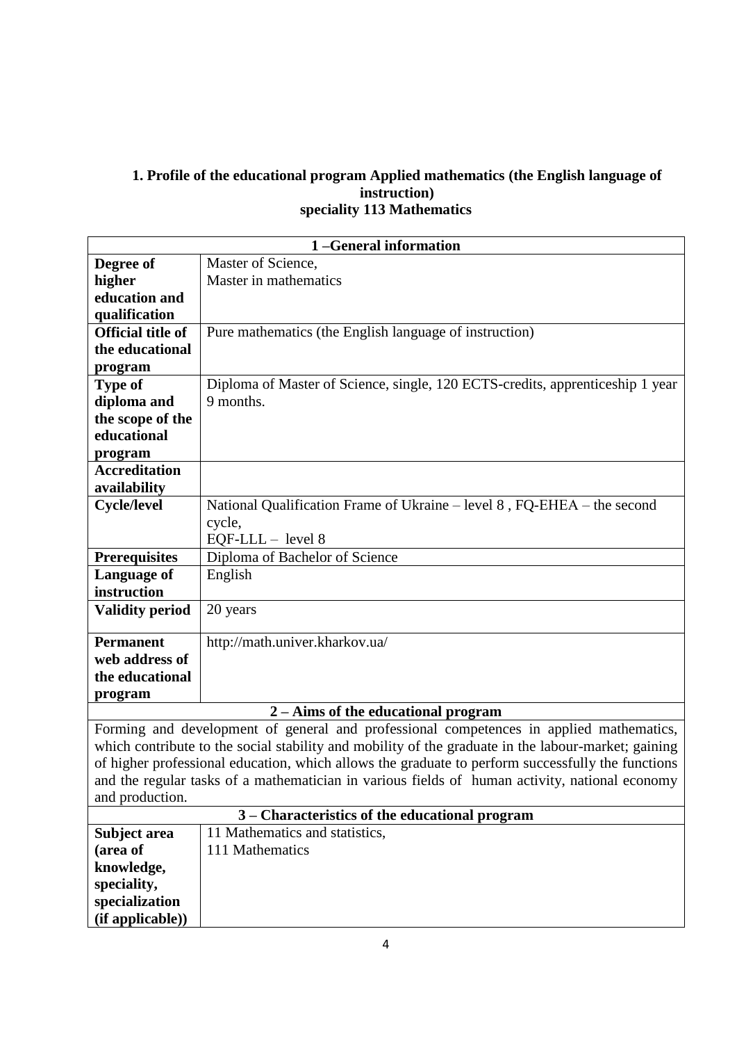**1. Profile of the educational program Applied mathematics (the English language of instruction)**
**speciality 113 Mathematics**

| 1 –General information | |
|---|---|
| **Degree of higher education and qualification** | Master of Science,<br>Master in mathematics |
| **Official title of the educational program** | Pure mathematics (the English language of instruction) |
| **Type of diploma and the scope of the educational program** | Diploma of Master of Science, single, 120 ECTS-credits, apprenticeship 1 year 9 months. |
| **Accreditation availability** | |
| **Cycle/level** | National Qualification Frame of Ukraine – level 8 , FQ-EHEA – the second cycle,<br>EQF-LLL – level 8 |
| **Prerequisites** | Diploma of Bachelor of Science |
| **Language of instruction** | English |
| **Validity period** | 20 years |
| **Permanent web address of the educational program** | http://math.univer.kharkov.ua/ |
| **2 – Aims of the educational program** | |
| Forming and development of general and professional competences in applied mathematics, which contribute to the social stability and mobility of the graduate in the labour-market; gaining of higher professional education, which allows the graduate to perform successfully the functions and the regular tasks of a mathematician in various fields of human activity, national economy and production. | |
| **3 – Characteristics of the educational program** | |
| **Subject area (area of knowledge, speciality, specialization (if applicable))** | 11 Mathematics and statistics,<br>111 Mathematics |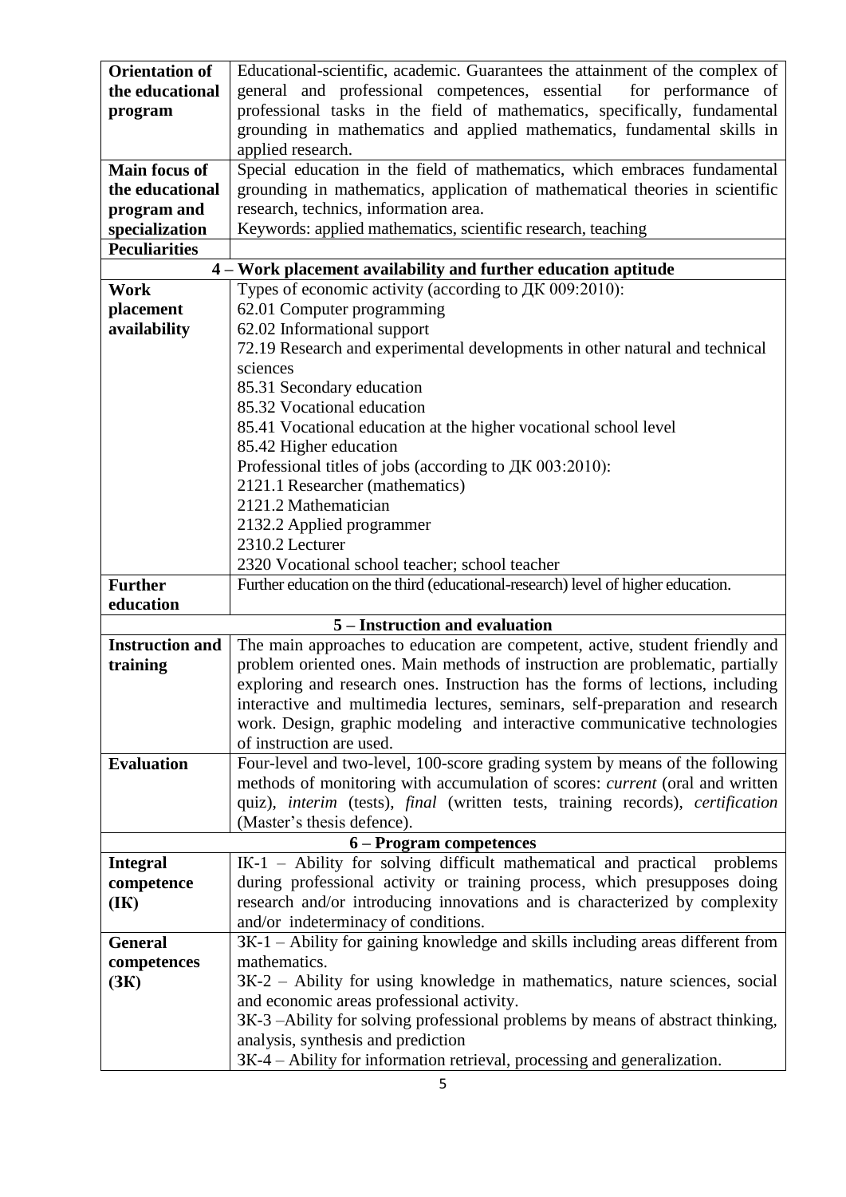| | |
|---|---|
| **Orientation of the educational program** | Educational-scientific, academic. Guarantees the attainment of the complex of general and professional competences, essential for performance of professional tasks in the field of mathematics, specifically, fundamental grounding in mathematics and applied mathematics, fundamental skills in applied research. |
| **Main focus of the educational program and specialization** | Special education in the field of mathematics, which embraces fundamental grounding in mathematics, application of mathematical theories in scientific research, technics, information area.<br>Keywords: applied mathematics, scientific research, teaching |
| **Peculiarities** | |
| **4 – Work placement availability and further education aptitude** | |
| **Work placement availability** | Types of economic activity (according to ДК 009:2010):<br>62.01 Computer programming<br>62.02 Informational support<br>72.19 Research and experimental developments in other natural and technical sciences<br>85.31 Secondary education<br>85.32 Vocational education<br>85.41 Vocational education at the higher vocational school level<br>85.42 Higher education<br>Professional titles of jobs (according to ДК 003:2010):<br>2121.1 Researcher (mathematics)<br>2121.2 Mathematician<br>2132.2 Applied programmer<br>2310.2 Lecturer<br>2320 Vocational school teacher; school teacher |
| **Further education** | Further education on the third (educational-research) level of higher education. |
| **5 – Instruction and evaluation** | |
| **Instruction and training** | The main approaches to education are competent, active, student friendly and problem oriented ones. Main methods of instruction are problematic, partially exploring and research ones. Instruction has the forms of lections, including interactive and multimedia lectures, seminars, self-preparation and research work. Design, graphic modeling and interactive communicative technologies of instruction are used. |
| **Evaluation** | Four-level and two-level, 100-score grading system by means of the following methods of monitoring with accumulation of scores: *current* (oral and written quiz), *interim* (tests), *final* (written tests, training records), *certification* (Master's thesis defence). |
| **6 – Program competences** | |
| **Integral competence (ІК)** | ІК-1 – Ability for solving difficult mathematical and practical problems during professional activity or training process, which presupposes doing research and/or introducing innovations and is characterized by complexity and/or indeterminacy of conditions. |
| **General competences (ЗК)** | ЗК-1 – Ability for gaining knowledge and skills including areas different from mathematics.<br>ЗК-2 – Ability for using knowledge in mathematics, nature sciences, social and economic areas professional activity.<br>ЗК-3 –Ability for solving professional problems by means of abstract thinking, analysis, synthesis and prediction<br>ЗК-4 – Ability for information retrieval, processing and generalization. |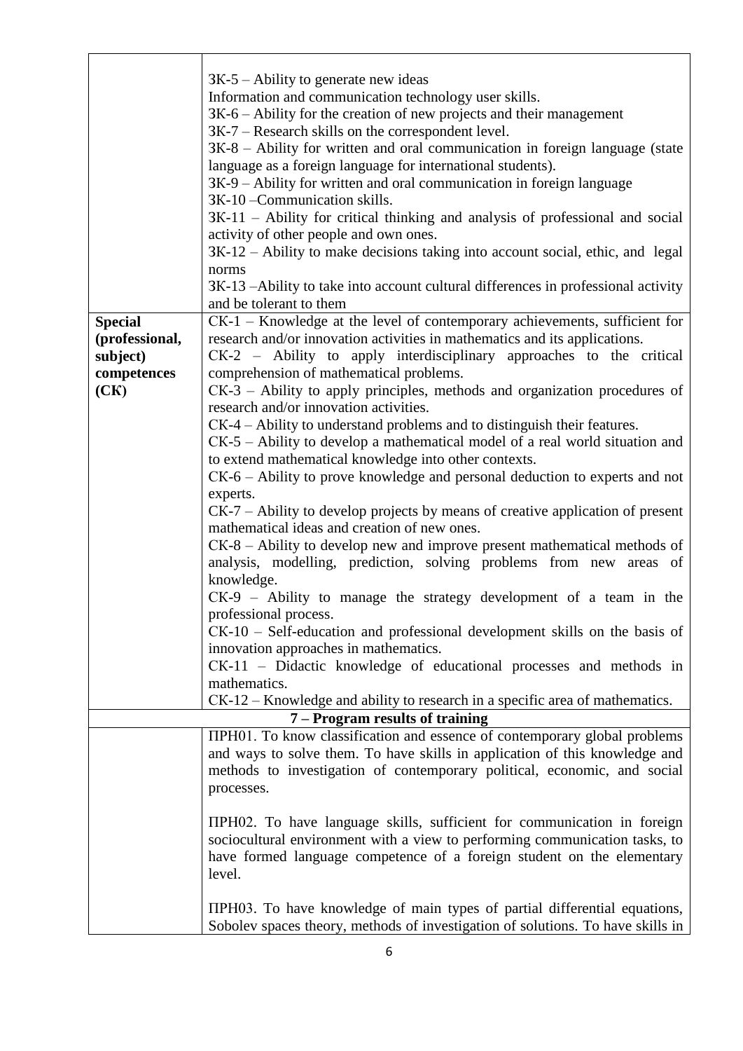| | |
|---|---|
| | ЗК-5 – Ability to generate new ideas<br>Information and communication technology user skills.<br>ЗК-6 – Ability for the creation of new projects and their management<br>ЗК-7 – Research skills on the correspondent level.<br>ЗК-8 – Ability for written and oral communication in foreign language (state language as a foreign language for international students).<br>ЗК-9 – Ability for written and oral communication in foreign language<br>ЗК-10 –Communication skills.<br>ЗК-11 – Ability for critical thinking and analysis of professional and social activity of other people and own ones.<br>ЗК-12 – Ability to make decisions taking into account social, ethic, and legal norms<br>ЗК-13 –Ability to take into account cultural differences in professional activity and be tolerant to them |
| **Special (professional, subject) competences (СК)** | СК-1 – Knowledge at the level of contemporary achievements, sufficient for research and/or innovation activities in mathematics and its applications.<br>СК-2 – Ability to apply interdisciplinary approaches to the critical comprehension of mathematical problems.<br>СК-3 – Ability to apply principles, methods and organization procedures of research and/or innovation activities.<br>СК-4 – Ability to understand problems and to distinguish their features.<br>СК-5 – Ability to develop a mathematical model of a real world situation and to extend mathematical knowledge into other contexts.<br>СК-6 – Ability to prove knowledge and personal deduction to experts and not experts.<br>СК-7 – Ability to develop projects by means of creative application of present mathematical ideas and creation of new ones.<br>СК-8 – Ability to develop new and improve present mathematical methods of analysis, modelling, prediction, solving problems from new areas of knowledge.<br>СК-9 – Ability to manage the strategy development of a team in the professional process.<br>СК-10 – Self-education and professional development skills on the basis of innovation approaches in mathematics.<br>СК-11 – Didactic knowledge of educational processes and methods in mathematics.<br>СК-12 – Knowledge and ability to research in a specific area of mathematics. |
| **7 – Program results of training** | |
| | ПРН01. To know classification and essence of contemporary global problems and ways to solve them. To have skills in application of this knowledge and methods to investigation of contemporary political, economic, and social processes.<br><br>ПРН02. To have language skills, sufficient for communication in foreign sociocultural environment with a view to performing communication tasks, to have formed language competence of a foreign student on the elementary level.<br><br>ПРН03. To have knowledge of main types of partial differential equations, Sobolev spaces theory, methods of investigation of solutions. To have skills in |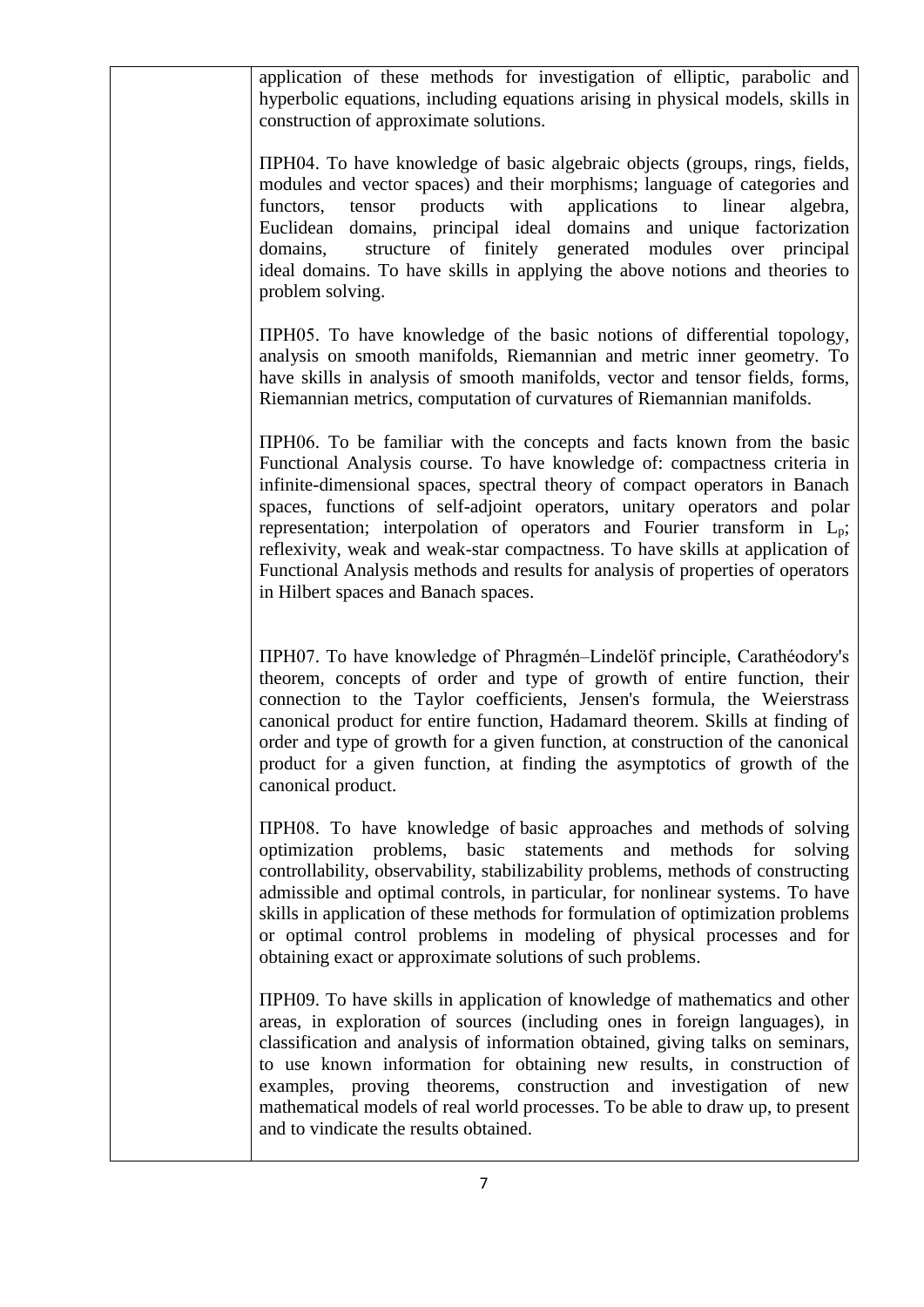| | |
|---|---|
| | application of these methods for investigation of elliptic, parabolic and hyperbolic equations, including equations arising in physical models, skills in construction of approximate solutions.<br><br>ПРН04. To have knowledge of basic algebraic objects (groups, rings, fields, modules and vector spaces) and their morphisms; language of categories and functors, tensor products with applications to linear algebra, Euclidean domains, principal ideal domains and unique factorization domains, structure of finitely generated modules over principal ideal domains. To have skills in applying the above notions and theories to problem solving.<br><br>ПРН05. To have knowledge of the basic notions of differential topology, analysis on smooth manifolds, Riemannian and metric inner geometry. To have skills in analysis of smooth manifolds, vector and tensor fields, forms, Riemannian metrics, computation of curvatures of Riemannian manifolds.<br><br>ПРН06. To be familiar with the concepts and facts known from the basic Functional Analysis course. To have knowledge of: compactness criteria in infinite-dimensional spaces, spectral theory of compact operators in Banach spaces, functions of self-adjoint operators, unitary operators and polar representation; interpolation of operators and Fourier transform in $L_p$; reflexivity, weak and weak-star compactness. To have skills at application of Functional Analysis methods and results for analysis of properties of operators in Hilbert spaces and Banach spaces.<br><br>ПРН07. To have knowledge of Phragmén–Lindelöf principle, Carathéodory's theorem, concepts of order and type of growth of entire function, their connection to the Taylor coefficients, Jensen's formula, the Weierstrass canonical product for entire function, Hadamard theorem. Skills at finding of order and type of growth for a given function, at construction of the canonical product for a given function, at finding the asymptotics of growth of the canonical product.<br><br>ПРН08. To have knowledge of basic approaches and methods of solving optimization problems, basic statements and methods for solving controllability, observability, stabilizability problems, methods of constructing admissible and optimal controls, in particular, for nonlinear systems. To have skills in application of these methods for formulation of optimization problems or optimal control problems in modeling of physical processes and for obtaining exact or approximate solutions of such problems.<br><br>ПРН09. To have skills in application of knowledge of mathematics and other areas, in exploration of sources (including ones in foreign languages), in classification and analysis of information obtained, giving talks on seminars, to use known information for obtaining new results, in construction of examples, proving theorems, construction and investigation of new mathematical models of real world processes. To be able to draw up, to present and to vindicate the results obtained. |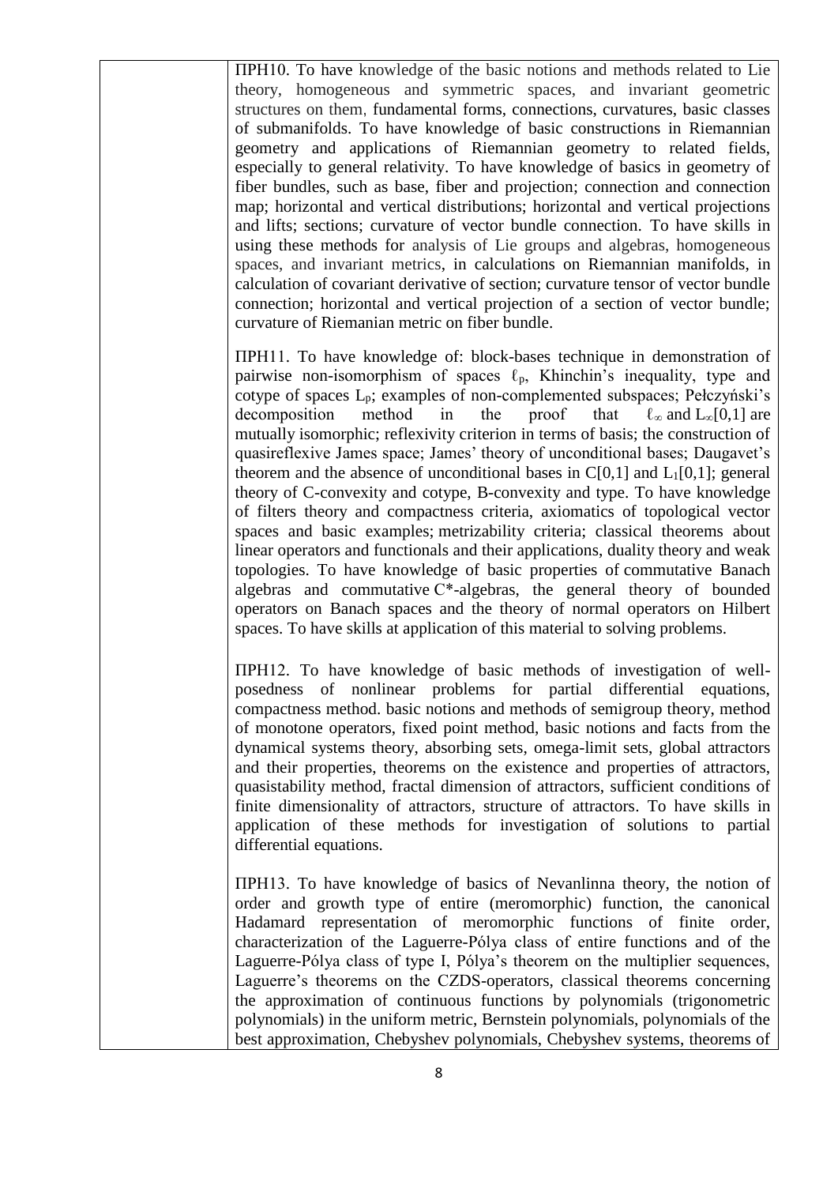| | |
|---|---|
| | ПРН10. To have knowledge of the basic notions and methods related to Lie theory, homogeneous and symmetric spaces, and invariant geometric structures on them, fundamental forms, connections, curvatures, basic classes of submanifolds. To have knowledge of basic constructions in Riemannian geometry and applications of Riemannian geometry to related fields, especially to general relativity. To have knowledge of basics in geometry of fiber bundles, such as base, fiber and projection; connection and connection map; horizontal and vertical distributions; horizontal and vertical projections and lifts; sections; curvature of vector bundle connection. To have skills in using these methods for analysis of Lie groups and algebras, homogeneous spaces, and invariant metrics, in calculations on Riemannian manifolds, in calculation of covariant derivative of section; curvature tensor of vector bundle connection; horizontal and vertical projection of a section of vector bundle; curvature of Riemanian metric on fiber bundle.<br><br>ПРН11. To have knowledge of: block-bases technique in demonstration of pairwise non-isomorphism of spaces $\ell_p$, Khinchin's inequality, type and cotype of spaces $L_p$; examples of non-complemented subspaces; Pełczyński's decomposition method in the proof that $\ell_\infty$ and $L_\infty[0,1]$ are mutually isomorphic; reflexivity criterion in terms of basis; the construction of quasireflexive James space; James' theory of unconditional bases; Daugavet's theorem and the absence of unconditional bases in $C[0,1]$ and $L_1[0,1]$; general theory of C-convexity and cotype, B-convexity and type. To have knowledge of filters theory and compactness criteria, axiomatics of topological vector spaces and basic examples; metrizability criteria; classical theorems about linear operators and functionals and their applications, duality theory and weak topologies. To have knowledge of basic properties of commutative Banach algebras and commutative C*-algebras, the general theory of bounded operators on Banach spaces and the theory of normal operators on Hilbert spaces. To have skills at application of this material to solving problems.<br><br>ПРН12. To have knowledge of basic methods of investigation of well-posedness of nonlinear problems for partial differential equations, compactness method. basic notions and methods of semigroup theory, method of monotone operators, fixed point method, basic notions and facts from the dynamical systems theory, absorbing sets, omega-limit sets, global attractors and their properties, theorems on the existence and properties of attractors, quasistability method, fractal dimension of attractors, sufficient conditions of finite dimensionality of attractors, structure of attractors. To have skills in application of these methods for investigation of solutions to partial differential equations.<br><br>ПРН13. To have knowledge of basics of Nevanlinna theory, the notion of order and growth type of entire (meromorphic) function, the canonical Hadamard representation of meromorphic functions of finite order, characterization of the Laguerre-Pólya class of entire functions and of the Laguerre-Pólya class of type I, Pólya's theorem on the multiplier sequences, Laguerre's theorems on the CZDS-operators, classical theorems concerning the approximation of continuous functions by polynomials (trigonometric polynomials) in the uniform metric, Bernstein polynomials, polynomials of the best approximation, Chebyshev polynomials, Chebyshev systems, theorems of |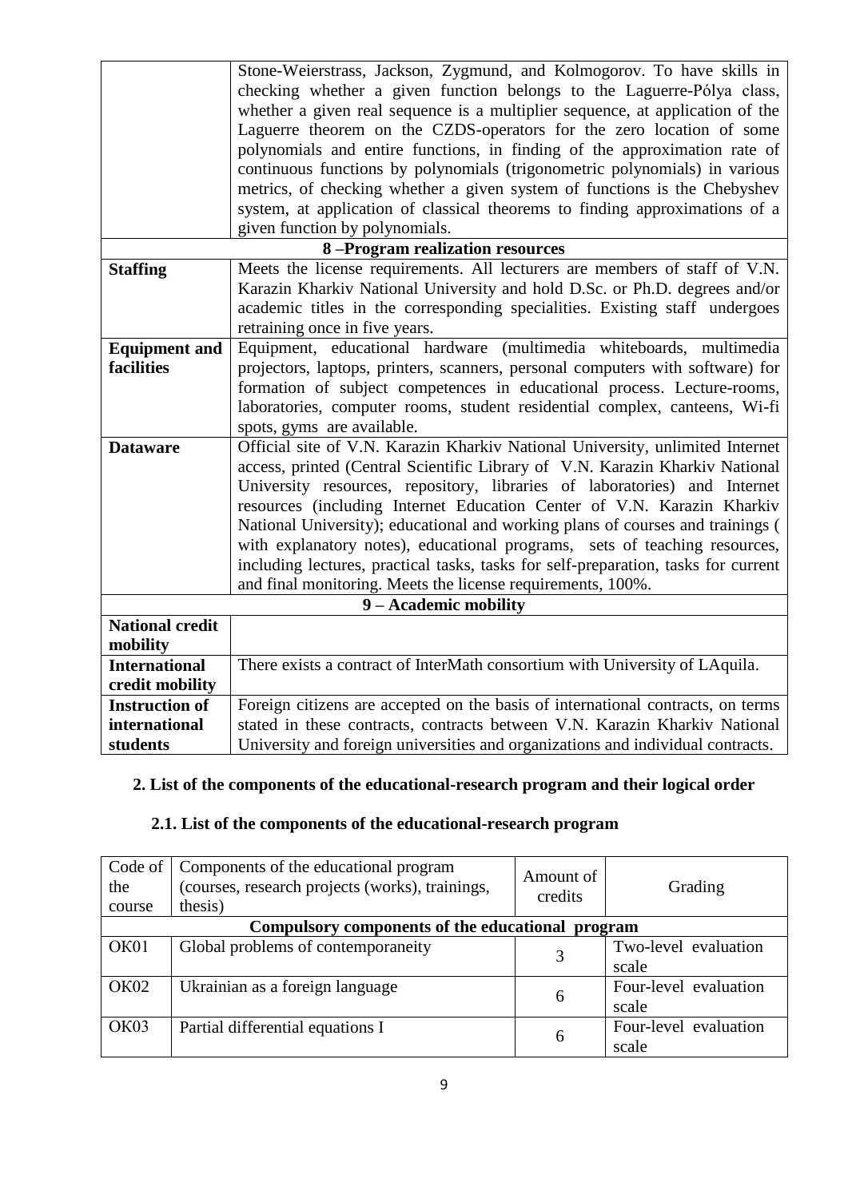| | |
|---|---|
| | Stone-Weierstrass, Jackson, Zygmund, and Kolmogorov. To have skills in checking whether a given function belongs to the Laguerre-Pólya class, whether a given real sequence is a multiplier sequence, at application of the Laguerre theorem on the CZDS-operators for the zero location of some polynomials and entire functions, in finding of the approximation rate of continuous functions by polynomials (trigonometric polynomials) in various metrics, of checking whether a given system of functions is the Chebyshev system, at application of classical theorems to finding approximations of a given function by polynomials. |
| **8 –Program realization resources** | |
| **Staffing** | Meets the license requirements. All lecturers are members of staff of V.N. Karazin Kharkiv National University and hold D.Sc. or Ph.D. degrees and/or academic titles in the corresponding specialities. Existing staff undergoes retraining once in five years. |
| **Equipment and facilities** | Equipment, educational hardware (multimedia whiteboards, multimedia projectors, laptops, printers, scanners, personal computers with software) for formation of subject competences in educational process. Lecture-rooms, laboratories, computer rooms, student residential complex, canteens, Wi-fi spots, gyms are available. |
| **Dataware** | Official site of V.N. Karazin Kharkiv National University, unlimited Internet access, printed (Central Scientific Library of V.N. Karazin Kharkiv National University resources, repository, libraries of laboratories) and Internet resources (including Internet Education Center of V.N. Karazin Kharkiv National University); educational and working plans of courses and trainings ( with explanatory notes), educational programs, sets of teaching resources, including lectures, practical tasks, tasks for self-preparation, tasks for current and final monitoring. Meets the license requirements, 100%. |
| **9 – Academic mobility** | |
| **National credit mobility** | |
| **International credit mobility** | There exists a contract of InterMath consortium with University of LAquila. |
| **Instruction of international students** | Foreign citizens are accepted on the basis of international contracts, on terms stated in these contracts, contracts between V.N. Karazin Kharkiv National University and foreign universities and organizations and individual contracts. |

## 2. List of the components of the educational-research program and their logical order

### 2.1. List of the components of the educational-research program

| Code of the course | Components of the educational program (courses, research projects (works), trainings, thesis) | Amount of credits | Grading |
|---|---|---|---|
| **Compulsory components of the educational program** | | | |
| OK01 | Global problems of contemporaneity | 3 | Two-level evaluation scale |
| OK02 | Ukrainian as a foreign language | 6 | Four-level evaluation scale |
| OK03 | Partial differential equations I | 6 | Four-level evaluation scale |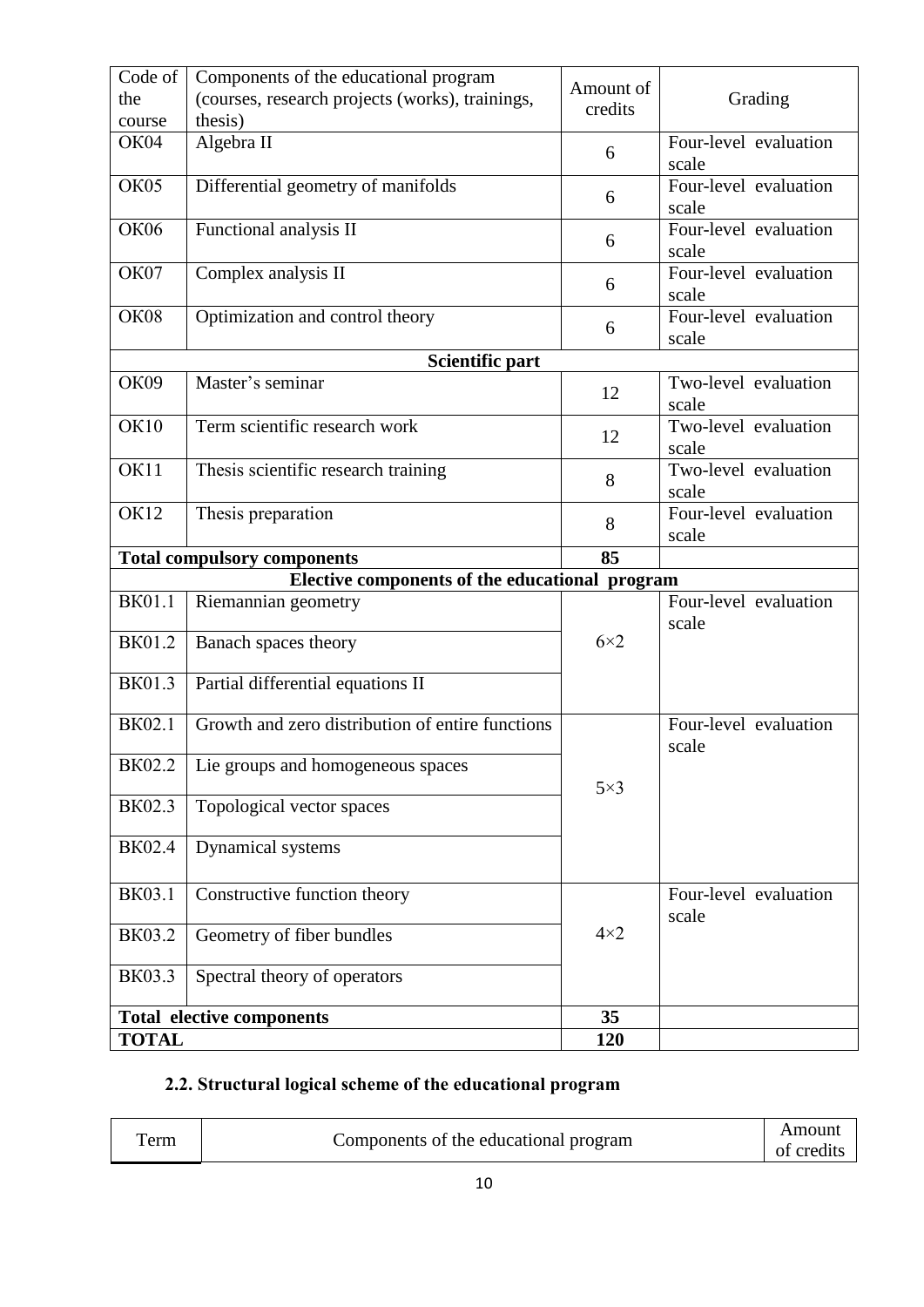| Code of the course | Components of the educational program (courses, research projects (works), trainings, thesis) | Amount of credits | Grading |
|---|---|---|---|
| OK04 | Algebra II | 6 | Four-level evaluation scale |
| OK05 | Differential geometry of manifolds | 6 | Four-level evaluation scale |
| OK06 | Functional analysis II | 6 | Four-level evaluation scale |
| OK07 | Complex analysis II | 6 | Four-level evaluation scale |
| OK08 | Optimization and control theory | 6 | Four-level evaluation scale |
| | **Scientific part** | | |
| OK09 | Master's seminar | 12 | Two-level evaluation scale |
| OK10 | Term scientific research work | 12 | Two-level evaluation scale |
| OK11 | Thesis scientific research training | 8 | Two-level evaluation scale |
| OK12 | Thesis preparation | 8 | Four-level evaluation scale |
| **Total compulsory components** | | **85** | |
| | **Elective components of the educational program** | | |
| BK01.1 | Riemannian geometry | 6×2 | Four-level evaluation scale |
| BK01.2 | Banach spaces theory | | |
| BK01.3 | Partial differential equations II | | |
| BK02.1 | Growth and zero distribution of entire functions | 5×3 | Four-level evaluation scale |
| BK02.2 | Lie groups and homogeneous spaces | | |
| BK02.3 | Topological vector spaces | | |
| BK02.4 | Dynamical systems | | |
| BK03.1 | Constructive function theory | 4×2 | Four-level evaluation scale |
| BK03.2 | Geometry of fiber bundles | | |
| BK03.3 | Spectral theory of operators | | |
| **Total elective components** | | **35** | |
| **TOTAL** | | **120** | |

### 2.2. Structural logical scheme of the educational program

| Term | Components of the educational program | Amount of credits |
|---|---|---|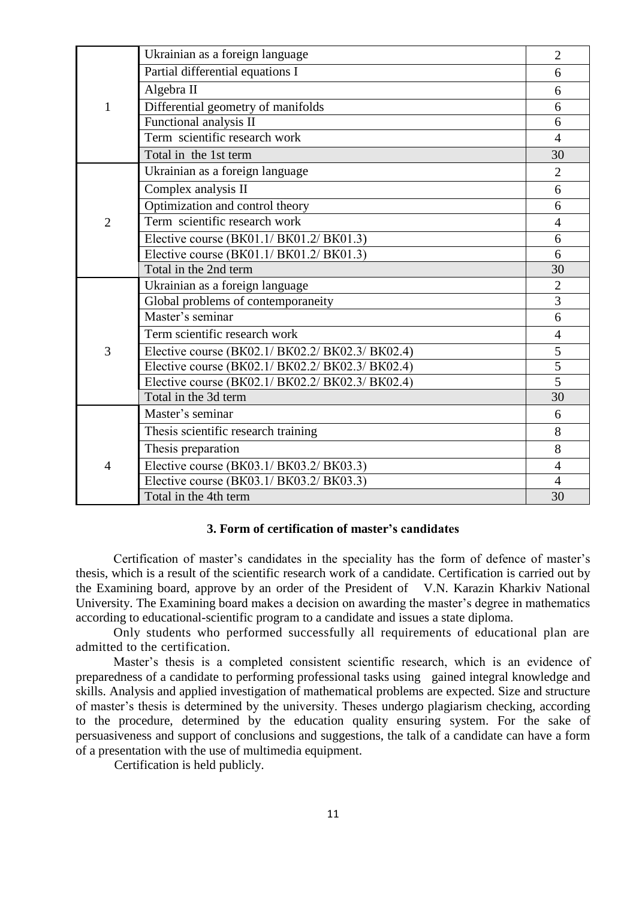| | | |
|---|---|---|
| 1 | Ukrainian as a foreign language | 2 |
| | Partial differential equations I | 6 |
| | Algebra II | 6 |
| | Differential geometry of manifolds | 6 |
| | Functional analysis II | 6 |
| | Term scientific research work | 4 |
| | Total in the 1st term | 30 |
| 2 | Ukrainian as a foreign language | 2 |
| | Complex analysis II | 6 |
| | Optimization and control theory | 6 |
| | Term scientific research work | 4 |
| | Elective course (BK01.1/ BK01.2/ BK01.3) | 6 |
| | Elective course (BK01.1/ BK01.2/ BK01.3) | 6 |
| | Total in the 2nd term | 30 |
| 3 | Ukrainian as a foreign language | 2 |
| | Global problems of contemporaneity | 3 |
| | Master's seminar | 6 |
| | Term scientific research work | 4 |
| | Elective course (BK02.1/ BK02.2/ BK02.3/ BK02.4) | 5 |
| | Elective course (BK02.1/ BK02.2/ BK02.3/ BK02.4) | 5 |
| | Elective course (BK02.1/ BK02.2/ BK02.3/ BK02.4) | 5 |
| | Total in the 3d term | 30 |
| 4 | Master's seminar | 6 |
| | Thesis scientific research training | 8 |
| | Thesis preparation | 8 |
| | Elective course (BK03.1/ BK03.2/ BK03.3) | 4 |
| | Elective course (BK03.1/ BK03.2/ BK03.3) | 4 |
| | Total in the 4th term | 30 |

### 3. Form of certification of master's candidates

Certification of master's candidates in the speciality has the form of defence of master's thesis, which is a result of the scientific research work of a candidate. Certification is carried out by the Examining board, approve by an order of the President of V.N. Karazin Kharkiv National University. The Examining board makes a decision on awarding the master's degree in mathematics according to educational-scientific program to a candidate and issues a state diploma.

Only students who performed successfully all requirements of educational plan are admitted to the certification.

Master's thesis is a completed consistent scientific research, which is an evidence of preparedness of a candidate to performing professional tasks using gained integral knowledge and skills. Analysis and applied investigation of mathematical problems are expected. Size and structure of master's thesis is determined by the university. Theses undergo plagiarism checking, according to the procedure, determined by the education quality ensuring system. For the sake of persuasiveness and support of conclusions and suggestions, the talk of a candidate can have a form of a presentation with the use of multimedia equipment.

Certification is held publicly.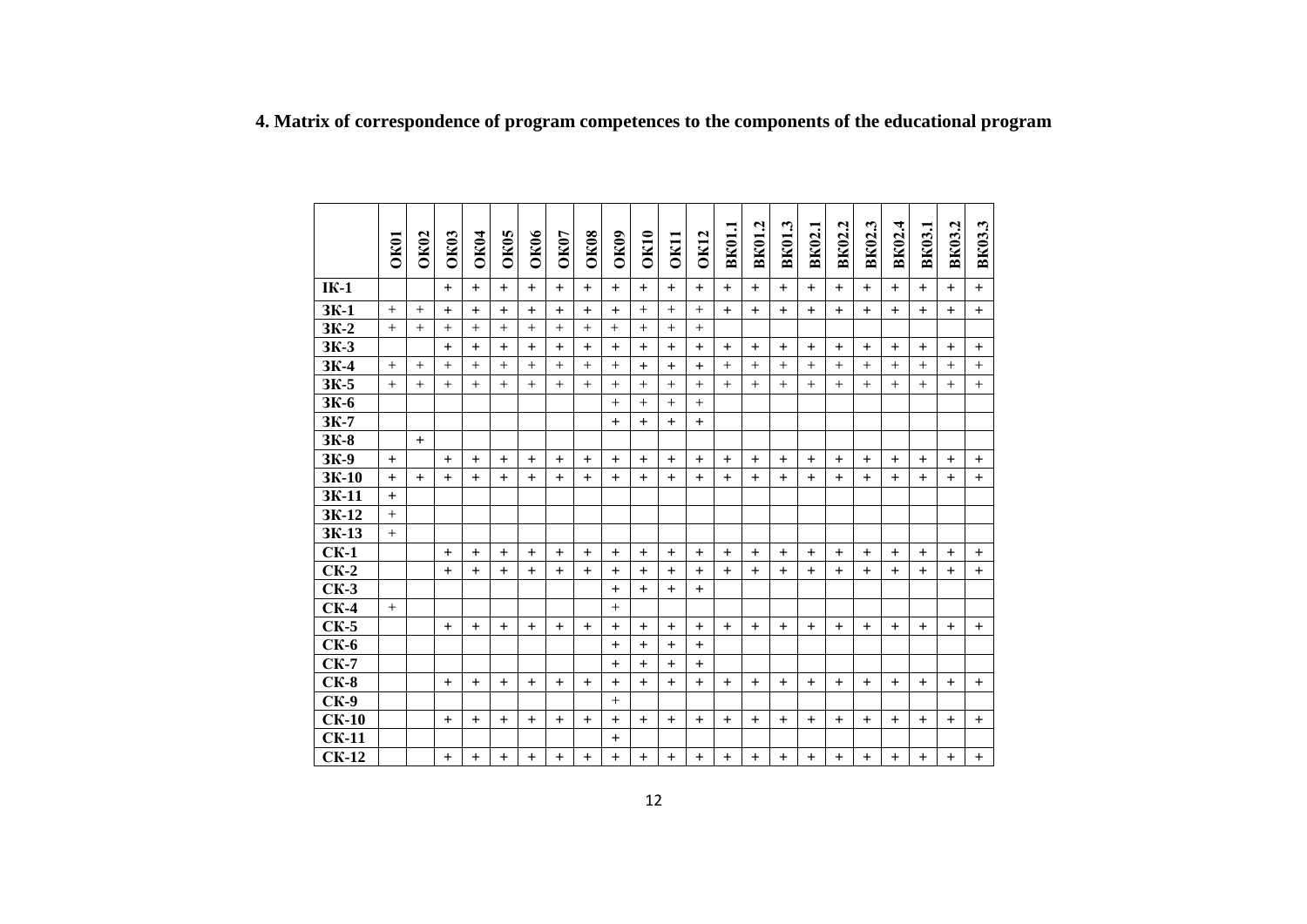**4. Matrix of correspondence of program competences to the components of the educational program**

| | ОК01 | ОК02 | ОК03 | ОК04 | ОК05 | ОК06 | ОК07 | ОК08 | ОК09 | ОК10 | ОК11 | ОК12 | ВК01.1 | ВК01.2 | ВК01.3 | ВК02.1 | ВК02.2 | ВК02.3 | ВК02.4 | ВК03.1 | ВК03.2 | ВК03.3 |
|---|---|---|---|---|---|---|---|---|---|---|---|---|---|---|---|---|---|---|---|---|---|---|
| ІК-1 | | | + | + | + | + | + | + | + | + | + | + | + | + | + | + | + | + | + | + | + | + |
| ЗК-1 | + | + | + | + | + | + | + | + | + | + | + | + | + | + | + | + | + | + | + | + | + | + |
| ЗК-2 | + | + | + | + | + | + | + | + | + | + | + | + | | | | | | | | | | |
| ЗК-3 | | | + | + | + | + | + | + | + | + | + | + | + | + | + | + | + | + | + | + | + | + |
| ЗК-4 | + | + | + | + | + | + | + | + | + | + | + | + | + | + | + | + | + | + | + | + | + | + |
| ЗК-5 | + | + | + | + | + | + | + | + | + | + | + | + | + | + | + | + | + | + | + | + | + | + |
| ЗК-6 | | | | | | | | | + | + | + | + | | | | | | | | | | |
| ЗК-7 | | | | | | | | | + | + | + | + | | | | | | | | | | |
| ЗК-8 | | + | | | | | | | | | | | | | | | | | | | | |
| ЗК-9 | + | | + | + | + | + | + | + | + | + | + | + | + | + | + | + | + | + | + | + | + | + |
| ЗК-10 | + | + | + | + | + | + | + | + | + | + | + | + | + | + | + | + | + | + | + | + | + | + |
| ЗК-11 | + | | | | | | | | | | | | | | | | | | | | | |
| ЗК-12 | + | | | | | | | | | | | | | | | | | | | | | |
| ЗК-13 | + | | | | | | | | | | | | | | | | | | | | | |
| СК-1 | | | + | + | + | + | + | + | + | + | + | + | + | + | + | + | + | + | + | + | + | + |
| СК-2 | | | + | + | + | + | + | + | + | + | + | + | + | + | + | + | + | + | + | + | + | + |
| СК-3 | | | | | | | | | + | + | + | + | | | | | | | | | | |
| СК-4 | + | | | | | | | | + | | | | | | | | | | | | | |
| СК-5 | | | + | + | + | + | + | + | + | + | + | + | + | + | + | + | + | + | + | + | + | + |
| СК-6 | | | | | | | | | + | + | + | + | | | | | | | | | | |
| СК-7 | | | | | | | | | + | + | + | + | | | | | | | | | | |
| СК-8 | | | + | + | + | + | + | + | + | + | + | + | + | + | + | + | + | + | + | + | + | + |
| СК-9 | | | | | | | | | + | | | | | | | | | | | | | |
| СК-10 | | | + | + | + | + | + | + | + | + | + | + | + | + | + | + | + | + | + | + | + | + |
| СК-11 | | | | | | | | | + | | | | | | | | | | | | | |
| СК-12 | | | + | + | + | + | + | + | + | + | + | + | + | + | + | + | + | + | + | + | + | + |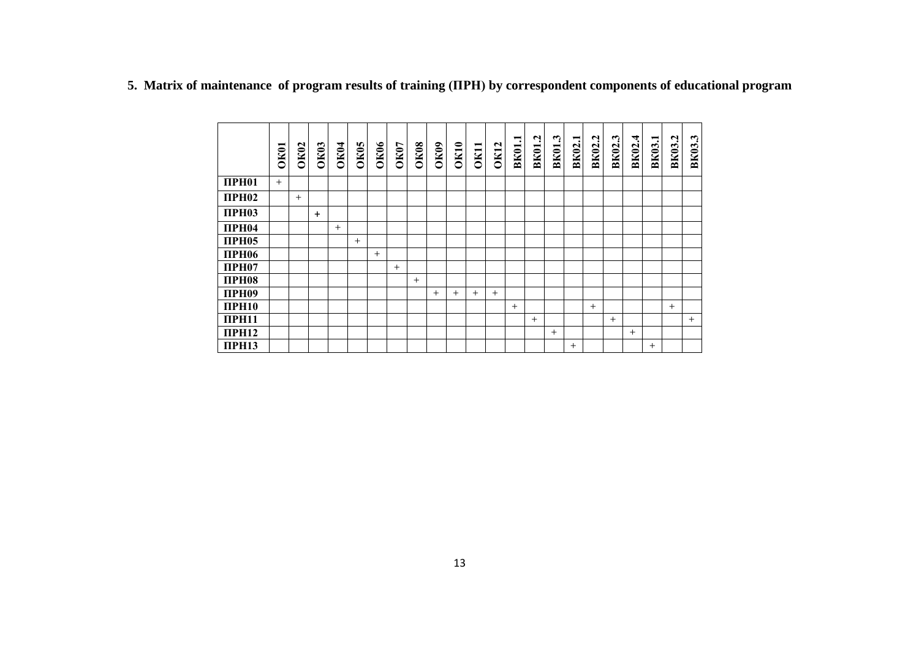**5. Matrix of maintenance of program results of training (ПРН) by correspondent components of educational program**

| | ОК01 | ОК02 | ОК03 | ОК04 | ОК05 | ОК06 | ОК07 | ОК08 | ОК09 | ОК10 | ОК11 | ОК12 | ВК01.1 | ВК01.2 | ВК01.3 | ВК02.1 | ВК02.2 | ВК02.3 | ВК02.4 | ВК03.1 | ВК03.2 | ВК03.3 |
|---|---|---|---|---|---|---|---|---|---|---|---|---|---|---|---|---|---|---|---|---|---|---|
| **ПРН01** | + | | | | | | | | | | | | | | | | | | | | | |
| **ПРН02** | | + | | | | | | | | | | | | | | | | | | | | |
| **ПРН03** | | | + | | | | | | | | | | | | | | | | | | | |
| **ПРН04** | | | | + | | | | | | | | | | | | | | | | | | |
| **ПРН05** | | | | | + | | | | | | | | | | | | | | | | | |
| **ПРН06** | | | | | | + | | | | | | | | | | | | | | | | |
| **ПРН07** | | | | | | | + | | | | | | | | | | | | | | | |
| **ПРН08** | | | | | | | | + | | | | | | | | | | | | | | |
| **ПРН09** | | | | | | | | | + | + | + | + | | | | | | | | | | |
| **ПРН10** | | | | | | | | | | | | | + | | | | + | | | | + | |
| **ПРН11** | | | | | | | | | | | | | | + | | | | + | | | | + |
| **ПРН12** | | | | | | | | | | | | | | | + | | | | + | | | |
| **ПРН13** | | | | | | | | | | | | | | | | + | | | | + | | |